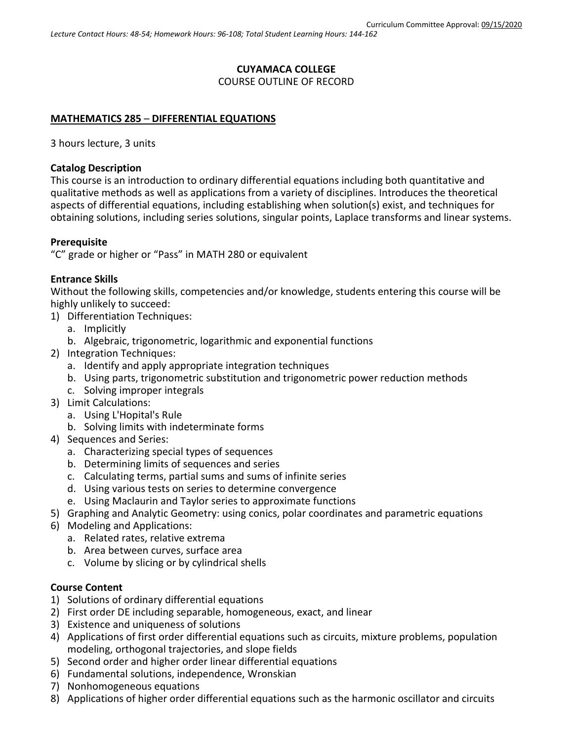Curriculum Committee Approval: 09/15/2020

*Lecture Contact Hours: 48-54; Homework Hours: 96-108; Total Student Learning Hours: 144-162*

**CUYAMACA COLLEGE**

COURSE OUTLINE OF RECORD

## MATHEMATICS 285 – DIFFERENTIAL EQUATIONS

3 hours lecture, 3 units

### Catalog Description

This course is an introduction to ordinary differential equations including both quantitative and qualitative methods as well as applications from a variety of disciplines. Introduces the theoretical aspects of differential equations, including establishing when solution(s) exist, and techniques for obtaining solutions, including series solutions, singular points, Laplace transforms and linear systems.

### Prerequisite

"C" grade or higher or "Pass" in MATH 280 or equivalent

### Entrance Skills

Without the following skills, competencies and/or knowledge, students entering this course will be highly unlikely to succeed:

1) Differentiation Techniques:
   a. Implicitly
   b. Algebraic, trigonometric, logarithmic and exponential functions
2) Integration Techniques:
   a. Identify and apply appropriate integration techniques
   b. Using parts, trigonometric substitution and trigonometric power reduction methods
   c. Solving improper integrals
3) Limit Calculations:
   a. Using L'Hopital's Rule
   b. Solving limits with indeterminate forms
4) Sequences and Series:
   a. Characterizing special types of sequences
   b. Determining limits of sequences and series
   c. Calculating terms, partial sums and sums of infinite series
   d. Using various tests on series to determine convergence
   e. Using Maclaurin and Taylor series to approximate functions
5) Graphing and Analytic Geometry: using conics, polar coordinates and parametric equations
6) Modeling and Applications:
   a. Related rates, relative extrema
   b. Area between curves, surface area
   c. Volume by slicing or by cylindrical shells

### Course Content

1) Solutions of ordinary differential equations
2) First order DE including separable, homogeneous, exact, and linear
3) Existence and uniqueness of solutions
4) Applications of first order differential equations such as circuits, mixture problems, population modeling, orthogonal trajectories, and slope fields
5) Second order and higher order linear differential equations
6) Fundamental solutions, independence, Wronskian
7) Nonhomogeneous equations
8) Applications of higher order differential equations such as the harmonic oscillator and circuits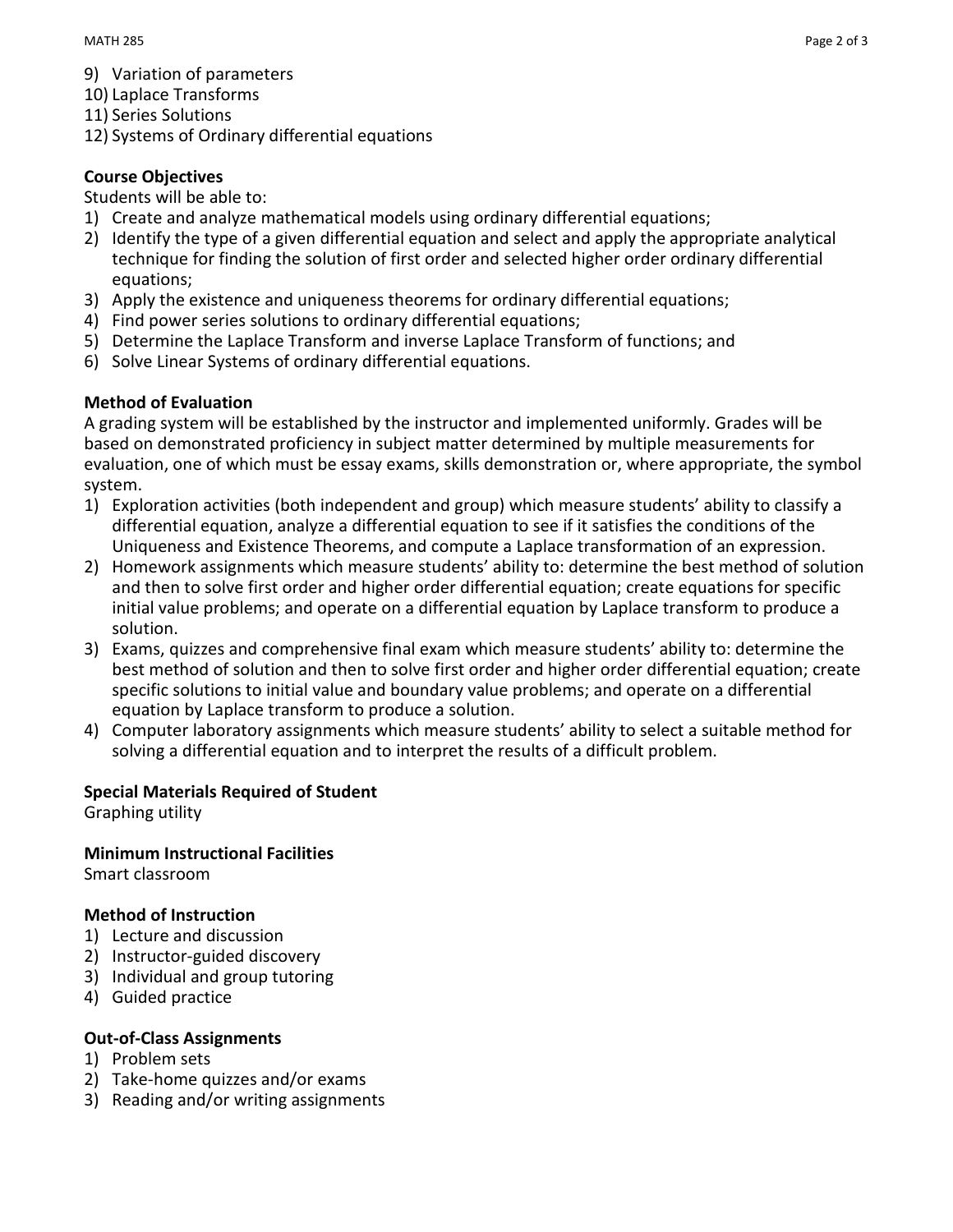9) Variation of parameters
10) Laplace Transforms
11) Series Solutions
12) Systems of Ordinary differential equations

**Course Objectives**

Students will be able to:

1) Create and analyze mathematical models using ordinary differential equations;
2) Identify the type of a given differential equation and select and apply the appropriate analytical technique for finding the solution of first order and selected higher order ordinary differential equations;
3) Apply the existence and uniqueness theorems for ordinary differential equations;
4) Find power series solutions to ordinary differential equations;
5) Determine the Laplace Transform and inverse Laplace Transform of functions; and
6) Solve Linear Systems of ordinary differential equations.

**Method of Evaluation**

A grading system will be established by the instructor and implemented uniformly. Grades will be based on demonstrated proficiency in subject matter determined by multiple measurements for evaluation, one of which must be essay exams, skills demonstration or, where appropriate, the symbol system.

1) Exploration activities (both independent and group) which measure students' ability to classify a differential equation, analyze a differential equation to see if it satisfies the conditions of the Uniqueness and Existence Theorems, and compute a Laplace transformation of an expression.
2) Homework assignments which measure students' ability to: determine the best method of solution and then to solve first order and higher order differential equation; create equations for specific initial value problems; and operate on a differential equation by Laplace transform to produce a solution.
3) Exams, quizzes and comprehensive final exam which measure students' ability to: determine the best method of solution and then to solve first order and higher order differential equation; create specific solutions to initial value and boundary value problems; and operate on a differential equation by Laplace transform to produce a solution.
4) Computer laboratory assignments which measure students' ability to select a suitable method for solving a differential equation and to interpret the results of a difficult problem.

**Special Materials Required of Student**

Graphing utility

**Minimum Instructional Facilities**

Smart classroom

**Method of Instruction**

1) Lecture and discussion
2) Instructor-guided discovery
3) Individual and group tutoring
4) Guided practice

**Out-of-Class Assignments**

1) Problem sets
2) Take-home quizzes and/or exams
3) Reading and/or writing assignments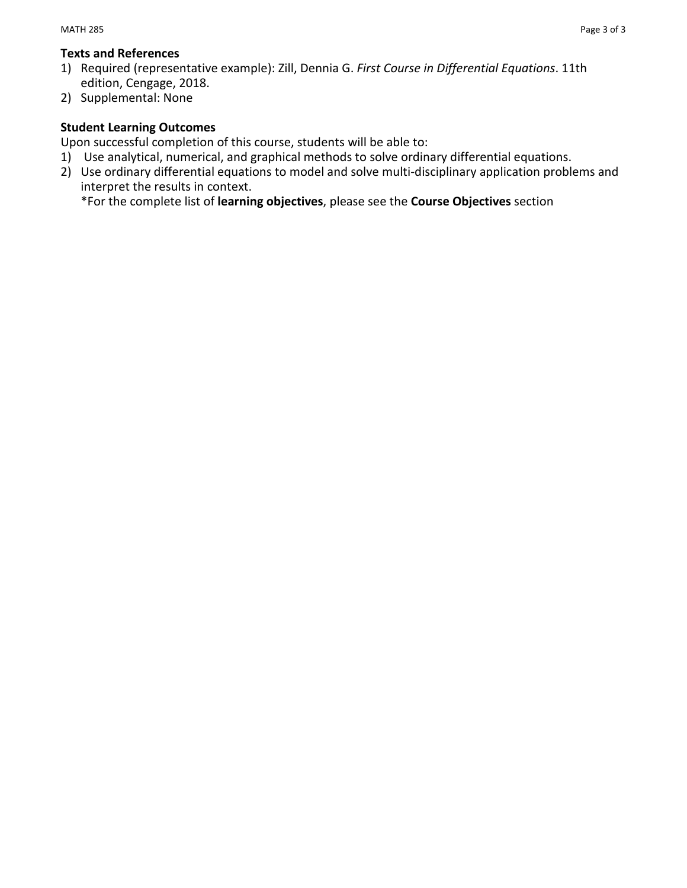### Texts and References

1) Required (representative example): Zill, Dennia G. *First Course in Differential Equations*. 11th edition, Cengage, 2018.
2) Supplemental: None

### Student Learning Outcomes

Upon successful completion of this course, students will be able to:

1) Use analytical, numerical, and graphical methods to solve ordinary differential equations.
2) Use ordinary differential equations to model and solve multi-disciplinary application problems and interpret the results in context.
   *For the complete list of **learning objectives**, please see the **Course Objectives** section